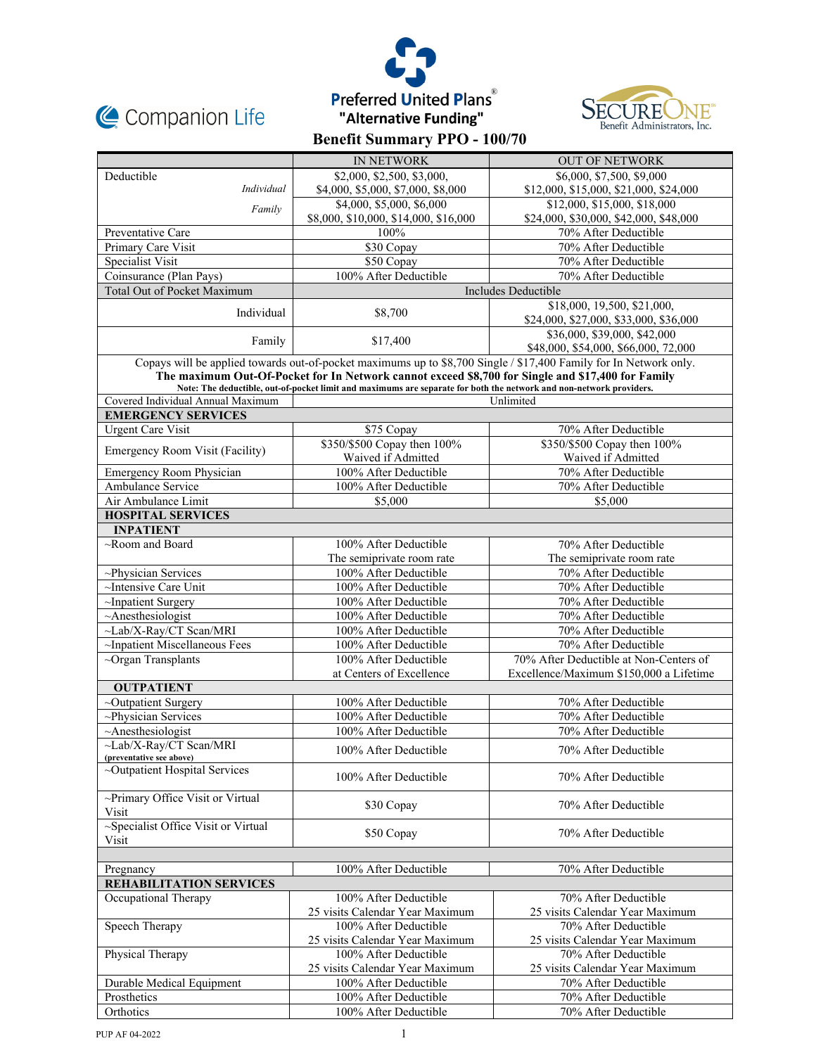Companion Life

Preferred United Plans®
"Alternative Funding"

SECUREONE Benefit Administrators, Inc.

# Benefit Summary PPO - 100/70

| | IN NETWORK | OUT OF NETWORK |
|---|---|---|
| Deductible *Individual* | $2,000, $2,500, $3,000, $4,000, $5,000, $7,000, $8,000 | $6,000, $7,500, $9,000 $12,000, $15,000, $21,000, $24,000 |
| *Family* | $4,000, $5,000, $6,000 $8,000, $10,000, $14,000, $16,000 | $12,000, $15,000, $18,000 $24,000, $30,000, $42,000, $48,000 |
| Preventative Care | 100% | 70% After Deductible |
| Primary Care Visit | $30 Copay | 70% After Deductible |
| Specialist Visit | $50 Copay | 70% After Deductible |
| Coinsurance (Plan Pays) | 100% After Deductible | 70% After Deductible |
| Total Out of Pocket Maximum | Includes Deductible | |
| Individual | $8,700 | $18,000, 19,500, $21,000, $24,000, $27,000, $33,000, $36,000 |
| Family | $17,400 | $36,000, $39,000, $42,000 $48,000, $54,000, $66,000, 72,000 |
| Copays will be applied towards out-of-pocket maximums up to $8,700 Single / $17,400 Family for In Network only. **The maximum Out-Of-Pocket for In Network cannot exceed $8,700 for Single and $17,400 for Family** **Note: The deductible, out-of-pocket limit and maximums are separate for both the network and non-network providers.** | | |
| Covered Individual Annual Maximum | Unlimited | |
| **EMERGENCY SERVICES** | | |
| Urgent Care Visit | $75 Copay | 70% After Deductible |
| Emergency Room Visit (Facility) | $350/$500 Copay then 100% Waived if Admitted | $350/$500 Copay then 100% Waived if Admitted |
| Emergency Room Physician | 100% After Deductible | 70% After Deductible |
| Ambulance Service | 100% After Deductible | 70% After Deductible |
| Air Ambulance Limit | $5,000 | $5,000 |
| **HOSPITAL SERVICES** | | |
| **INPATIENT** | | |
| ~Room and Board | 100% After Deductible The semiprivate room rate | 70% After Deductible The semiprivate room rate |
| ~Physician Services | 100% After Deductible | 70% After Deductible |
| ~Intensive Care Unit | 100% After Deductible | 70% After Deductible |
| ~Inpatient Surgery | 100% After Deductible | 70% After Deductible |
| ~Anesthesiologist | 100% After Deductible | 70% After Deductible |
| ~Lab/X-Ray/CT Scan/MRI | 100% After Deductible | 70% After Deductible |
| ~Inpatient Miscellaneous Fees | 100% After Deductible | 70% After Deductible |
| ~Organ Transplants | 100% After Deductible at Centers of Excellence | 70% After Deductible at Non-Centers of Excellence/Maximum $150,000 a Lifetime |
| **OUTPATIENT** | | |
| ~Outpatient Surgery | 100% After Deductible | 70% After Deductible |
| ~Physician Services | 100% After Deductible | 70% After Deductible |
| ~Anesthesiologist | 100% After Deductible | 70% After Deductible |
| ~Lab/X-Ray/CT Scan/MRI (preventative see above) | 100% After Deductible | 70% After Deductible |
| ~Outpatient Hospital Services | 100% After Deductible | 70% After Deductible |
| ~Primary Office Visit or Virtual Visit | $30 Copay | 70% After Deductible |
| ~Specialist Office Visit or Virtual Visit | $50 Copay | 70% After Deductible |
| | | |
| Pregnancy | 100% After Deductible | 70% After Deductible |
| **REHABILITATION SERVICES** | | |
| Occupational Therapy | 100% After Deductible 25 visits Calendar Year Maximum | 70% After Deductible 25 visits Calendar Year Maximum |
| Speech Therapy | 100% After Deductible 25 visits Calendar Year Maximum | 70% After Deductible 25 visits Calendar Year Maximum |
| Physical Therapy | 100% After Deductible 25 visits Calendar Year Maximum | 70% After Deductible 25 visits Calendar Year Maximum |
| Durable Medical Equipment | 100% After Deductible | 70% After Deductible |
| Prosthetics | 100% After Deductible | 70% After Deductible |
| Orthotics | 100% After Deductible | 70% After Deductible |

PUP AF 04-2022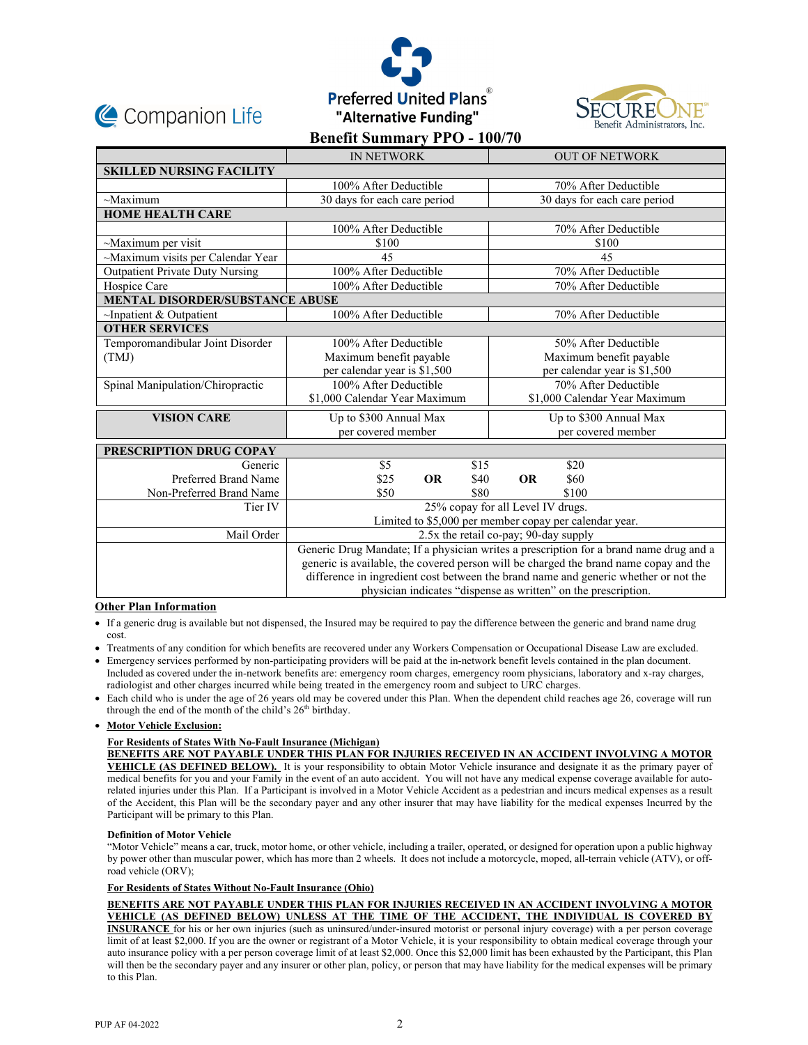Companion Life

Preferred United Plans®
"Alternative Funding"

SECUREONE Benefit Administrators, Inc.

# Benefit Summary PPO - 100/70

| | IN NETWORK | OUT OF NETWORK |
|---|---|---|
| **SKILLED NURSING FACILITY** | | |
| | 100% After Deductible | 70% After Deductible |
| ~Maximum | 30 days for each care period | 30 days for each care period |
| **HOME HEALTH CARE** | | |
| | 100% After Deductible | 70% After Deductible |
| ~Maximum per visit | $100 | $100 |
| ~Maximum visits per Calendar Year | 45 | 45 |
| Outpatient Private Duty Nursing | 100% After Deductible | 70% After Deductible |
| Hospice Care | 100% After Deductible | 70% After Deductible |
| **MENTAL DISORDER/SUBSTANCE ABUSE** | | |
| ~Inpatient & Outpatient | 100% After Deductible | 70% After Deductible |
| **OTHER SERVICES** | | |
| Temporomandibular Joint Disorder (TMJ) | 100% After Deductible Maximum benefit payable per calendar year is $1,500 | 50% After Deductible Maximum benefit payable per calendar year is $1,500 |
| Spinal Manipulation/Chiropractic | 100% After Deductible $1,000 Calendar Year Maximum | 70% After Deductible $1,000 Calendar Year Maximum |
| **VISION CARE** | Up to $300 Annual Max per covered member | Up to $300 Annual Max per covered member |

| **PRESCRIPTION DRUG COPAY** | | | | | |
|---|---|---|---|---|---|
| Generic | $5 | | $15 | | $20 |
| Preferred Brand Name | $25 | **OR** | $40 | **OR** | $60 |
| Non-Preferred Brand Name | $50 | | $80 | | $100 |
| Tier IV | 25% copay for all Level IV drugs. Limited to $5,000 per member copay per calendar year. | | | | |
| Mail Order | 2.5x the retail co-pay; 90-day supply | | | | |
| | Generic Drug Mandate; If a physician writes a prescription for a brand name drug and a generic is available, the covered person will be charged the brand name copay and the difference in ingredient cost between the brand name and generic whether or not the physician indicates "dispense as written" on the prescription. | | | | |

**Other Plan Information**

- If a generic drug is available but not dispensed, the Insured may be required to pay the difference between the generic and brand name drug cost.
- Treatments of any condition for which benefits are recovered under any Workers Compensation or Occupational Disease Law are excluded.
- Emergency services performed by non-participating providers will be paid at the in-network benefit levels contained in the plan document. Included as covered under the in-network benefits are: emergency room charges, emergency room physicians, laboratory and x-ray charges, radiologist and other charges incurred while being treated in the emergency room and subject to URC charges.
- Each child who is under the age of 26 years old may be covered under this Plan. When the dependent child reaches age 26, coverage will run through the end of the month of the child's 26th birthday.
- **Motor Vehicle Exclusion:**

**For Residents of States With No-Fault Insurance (Michigan)**

**BENEFITS ARE NOT PAYABLE UNDER THIS PLAN FOR INJURIES RECEIVED IN AN ACCIDENT INVOLVING A MOTOR VEHICLE (AS DEFINED BELOW).** It is your responsibility to obtain Motor Vehicle insurance and designate it as the primary payer of medical benefits for you and your Family in the event of an auto accident. You will not have any medical expense coverage available for auto-related injuries under this Plan. If a Participant is involved in a Motor Vehicle Accident as a pedestrian and incurs medical expenses as a result of the Accident, this Plan will be the secondary payer and any other insurer that may have liability for the medical expenses Incurred by the Participant will be primary to this Plan.

**Definition of Motor Vehicle**

"Motor Vehicle" means a car, truck, motor home, or other vehicle, including a trailer, operated, or designed for operation upon a public highway by power other than muscular power, which has more than 2 wheels. It does not include a motorcycle, moped, all-terrain vehicle (ATV), or off-road vehicle (ORV);

**For Residents of States Without No-Fault Insurance (Ohio)**

**BENEFITS ARE NOT PAYABLE UNDER THIS PLAN FOR INJURIES RECEIVED IN AN ACCIDENT INVOLVING A MOTOR VEHICLE (AS DEFINED BELOW) UNLESS AT THE TIME OF THE ACCIDENT, THE INDIVIDUAL IS COVERED BY INSURANCE** for his or her own injuries (such as uninsured/under-insured motorist or personal injury coverage) with a per person coverage limit of at least $2,000. If you are the owner or registrant of a Motor Vehicle, it is your responsibility to obtain medical coverage through your auto insurance policy with a per person coverage limit of at least $2,000. Once this $2,000 limit has been exhausted by the Participant, this Plan will then be the secondary payer and any insurer or other plan, policy, or person that may have liability for the medical expenses will be primary to this Plan.

PUP AF 04-2022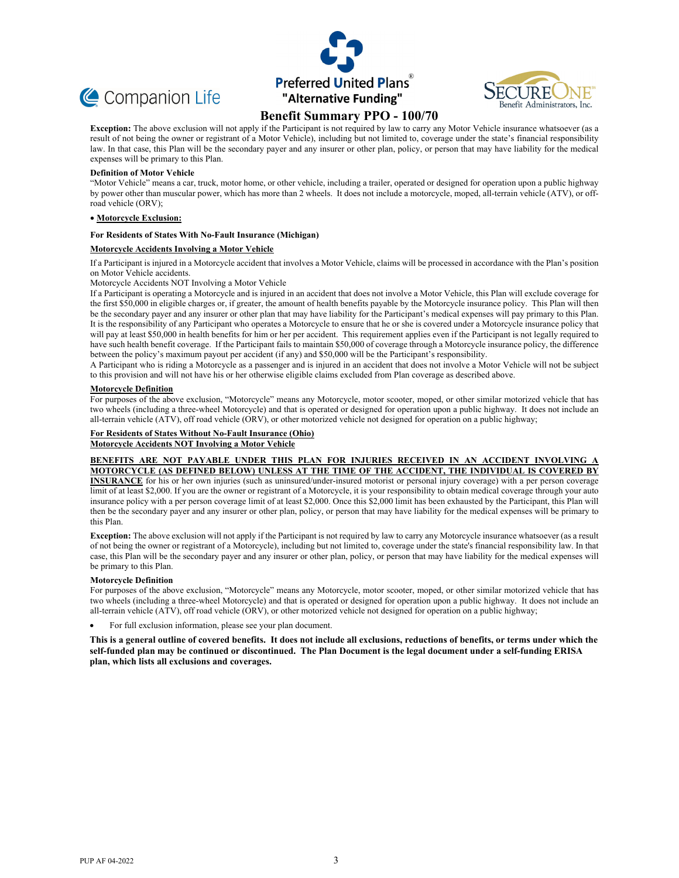**Exception:** The above exclusion will not apply if the Participant is not required by law to carry any Motor Vehicle insurance whatsoever (as a result of not being the owner or registrant of a Motor Vehicle), including but not limited to, coverage under the state's financial responsibility law. In that case, this Plan will be the secondary payer and any insurer or other plan, policy, or person that may have liability for the medical expenses will be primary to this Plan.

**Definition of Motor Vehicle**

"Motor Vehicle" means a car, truck, motor home, or other vehicle, including a trailer, operated or designed for operation upon a public highway by power other than muscular power, which has more than 2 wheels. It does not include a motorcycle, moped, all-terrain vehicle (ATV), or off-road vehicle (ORV);

- **Motorcycle Exclusion:**

**For Residents of States With No-Fault Insurance (Michigan)**

**Motorcycle Accidents Involving a Motor Vehicle**

If a Participant is injured in a Motorcycle accident that involves a Motor Vehicle, claims will be processed in accordance with the Plan's position on Motor Vehicle accidents.

Motorcycle Accidents NOT Involving a Motor Vehicle

If a Participant is operating a Motorcycle and is injured in an accident that does not involve a Motor Vehicle, this Plan will exclude coverage for the first $50,000 in eligible charges or, if greater, the amount of health benefits payable by the Motorcycle insurance policy. This Plan will then be the secondary payer and any insurer or other plan that may have liability for the Participant's medical expenses will pay primary to this Plan. It is the responsibility of any Participant who operates a Motorcycle to ensure that he or she is covered under a Motorcycle insurance policy that will pay at least $50,000 in health benefits for him or her per accident. This requirement applies even if the Participant is not legally required to have such health benefit coverage. If the Participant fails to maintain $50,000 of coverage through a Motorcycle insurance policy, the difference between the policy's maximum payout per accident (if any) and $50,000 will be the Participant's responsibility.

A Participant who is riding a Motorcycle as a passenger and is injured in an accident that does not involve a Motor Vehicle will not be subject to this provision and will not have his or her otherwise eligible claims excluded from Plan coverage as described above.

**Motorcycle Definition**

For purposes of the above exclusion, "Motorcycle" means any Motorcycle, motor scooter, moped, or other similar motorized vehicle that has two wheels (including a three-wheel Motorcycle) and that is operated or designed for operation upon a public highway. It does not include an all-terrain vehicle (ATV), off road vehicle (ORV), or other motorized vehicle not designed for operation on a public highway;

**For Residents of States Without No-Fault Insurance (Ohio)**

**Motorcycle Accidents NOT Involving a Motor Vehicle**

**BENEFITS ARE NOT PAYABLE UNDER THIS PLAN FOR INJURIES RECEIVED IN AN ACCIDENT INVOLVING A MOTORCYCLE (AS DEFINED BELOW) UNLESS AT THE TIME OF THE ACCIDENT, THE INDIVIDUAL IS COVERED BY INSURANCE** for his or her own injuries (such as uninsured/under-insured motorist or personal injury coverage) with a per person coverage limit of at least $2,000. If you are the owner or registrant of a Motorcycle, it is your responsibility to obtain medical coverage through your auto insurance policy with a per person coverage limit of at least $2,000. Once this $2,000 limit has been exhausted by the Participant, this Plan will then be the secondary payer and any insurer or other plan, policy, or person that may have liability for the medical expenses will be primary to this Plan.

**Exception:** The above exclusion will not apply if the Participant is not required by law to carry any Motorcycle insurance whatsoever (as a result of not being the owner or registrant of a Motorcycle), including but not limited to, coverage under the state's financial responsibility law. In that case, this Plan will be the secondary payer and any insurer or other plan, policy, or person that may have liability for the medical expenses will be primary to this Plan.

**Motorcycle Definition**

For purposes of the above exclusion, "Motorcycle" means any Motorcycle, motor scooter, moped, or other similar motorized vehicle that has two wheels (including a three-wheel Motorcycle) and that is operated or designed for operation upon a public highway. It does not include an all-terrain vehicle (ATV), off road vehicle (ORV), or other motorized vehicle not designed for operation on a public highway;

- For full exclusion information, please see your plan document.

**This is a general outline of covered benefits. It does not include all exclusions, reductions of benefits, or terms under which the self-funded plan may be continued or discontinued. The Plan Document is the legal document under a self-funding ERISA plan, which lists all exclusions and coverages.**